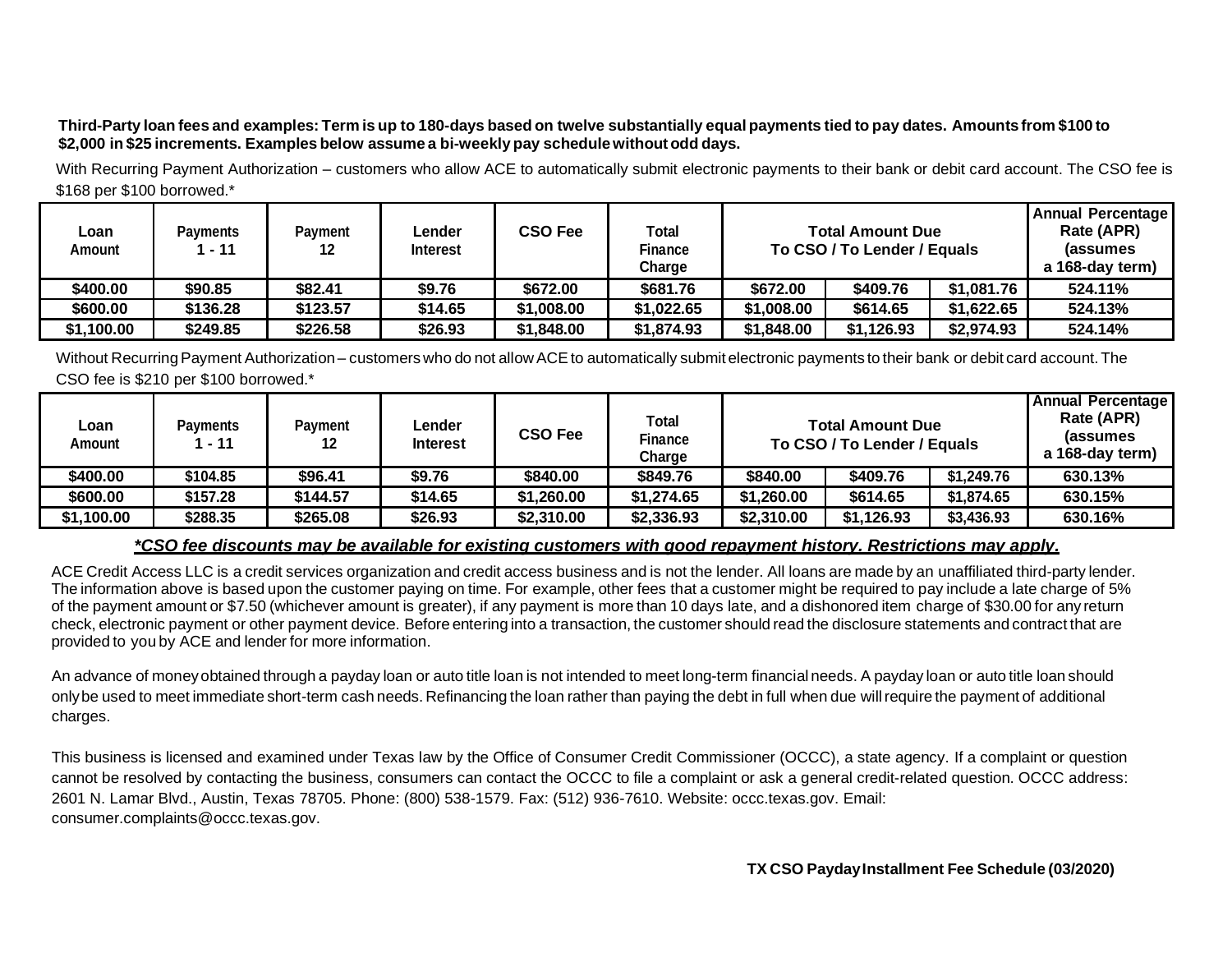**Third-Party loan fees and examples: Term is up to 180-days based on twelve substantially equal payments tied to pay dates. Amounts from $100 to $2,000 in $25 increments. Examples below assume a bi-weekly pay schedule without odd days.**

With Recurring Payment Authorization – customers who allow ACE to automatically submit electronic payments to their bank or debit card account. The CSO fee is $168 per $100 borrowed.*

| Loan Amount | Payments 1 - 11 | Payment 12 | Lender Interest | CSO Fee | Total Finance Charge | Total Amount Due To CSO / To Lender / Equals | | | Annual Percentage Rate (APR) (assumes a 168-day term) |
|---|---|---|---|---|---|---|---|---|---|
| $400.00 | $90.85 | $82.41 | $9.76 | $672.00 | $681.76 | $672.00 | $409.76 | $1,081.76 | 524.11% |
| $600.00 | $136.28 | $123.57 | $14.65 | $1,008.00 | $1,022.65 | $1,008.00 | $614.65 | $1,622.65 | 524.13% |
| $1,100.00 | $249.85 | $226.58 | $26.93 | $1,848.00 | $1,874.93 | $1,848.00 | $1,126.93 | $2,974.93 | 524.14% |

Without Recurring Payment Authorization – customers who do not allow ACE to automatically submit electronic payments to their bank or debit card account. The CSO fee is $210 per $100 borrowed.*

| Loan Amount | Payments 1 - 11 | Payment 12 | Lender Interest | CSO Fee | Total Finance Charge | Total Amount Due To CSO / To Lender / Equals | | | Annual Percentage Rate (APR) (assumes a 168-day term) |
|---|---|---|---|---|---|---|---|---|---|
| $400.00 | $104.85 | $96.41 | $9.76 | $840.00 | $849.76 | $840.00 | $409.76 | $1,249.76 | 630.13% |
| $600.00 | $157.28 | $144.57 | $14.65 | $1,260.00 | $1,274.65 | $1,260.00 | $614.65 | $1,874.65 | 630.15% |
| $1,100.00 | $288.35 | $265.08 | $26.93 | $2,310.00 | $2,336.93 | $2,310.00 | $1,126.93 | $3,436.93 | 630.16% |

***CSO fee discounts may be available for existing customers with good repayment history. Restrictions may apply.***

ACE Credit Access LLC is a credit services organization and credit access business and is not the lender. All loans are made by an unaffiliated third-party lender. The information above is based upon the customer paying on time. For example, other fees that a customer might be required to pay include a late charge of 5% of the payment amount or $7.50 (whichever amount is greater), if any payment is more than 10 days late, and a dishonored item charge of $30.00 for any return check, electronic payment or other payment device. Before entering into a transaction, the customer should read the disclosure statements and contract that are provided to you by ACE and lender for more information.

An advance of money obtained through a payday loan or auto title loan is not intended to meet long-term financial needs. A payday loan or auto title loan should only be used to meet immediate short-term cash needs. Refinancing the loan rather than paying the debt in full when due will require the payment of additional charges.

This business is licensed and examined under Texas law by the Office of Consumer Credit Commissioner (OCCC), a state agency. If a complaint or question cannot be resolved by contacting the business, consumers can contact the OCCC to file a complaint or ask a general credit-related question. OCCC address: 2601 N. Lamar Blvd., Austin, Texas 78705. Phone: (800) 538-1579. Fax: (512) 936-7610. Website: occc.texas.gov. Email: consumer.complaints@occc.texas.gov.

**TX CSO Payday Installment Fee Schedule (03/2020)**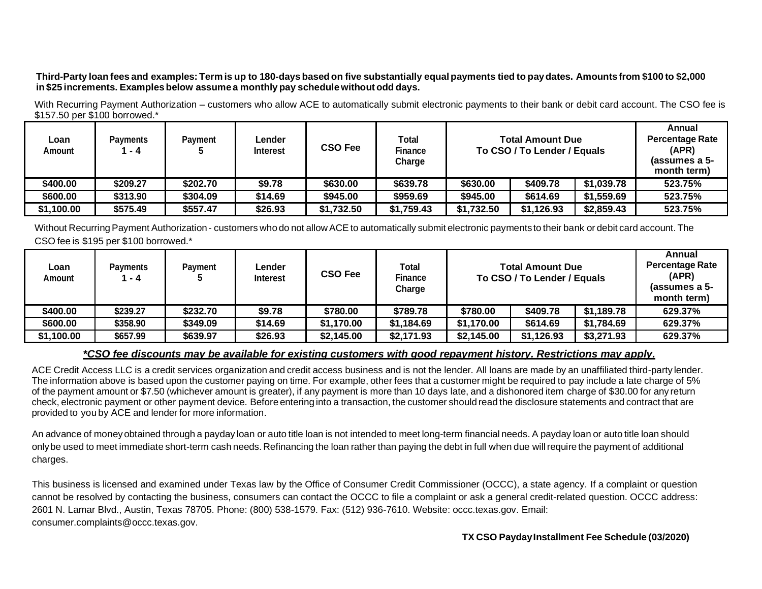**Third-Party loan fees and examples: Term is up to 180-days based on five substantially equal payments tied to pay dates. Amounts from $100 to $2,000 in $25 increments. Examples below assume a monthly pay schedule without odd days.**

With Recurring Payment Authorization – customers who allow ACE to automatically submit electronic payments to their bank or debit card account. The CSO fee is $157.50 per $100 borrowed.*

| Loan Amount | Payments 1 - 4 | Payment 5 | Lender Interest | CSO Fee | Total Finance Charge | Total Amount Due To CSO / To Lender / Equals | | | Annual Percentage Rate (APR) (assumes a 5-month term) |
|---|---|---|---|---|---|---|---|---|---|
| **$400.00** | **$209.27** | **$202.70** | **$9.78** | **$630.00** | **$639.78** | **$630.00** | **$409.78** | **$1,039.78** | **523.75%** |
| **$600.00** | **$313.90** | **$304.09** | **$14.69** | **$945.00** | **$959.69** | **$945.00** | **$614.69** | **$1,559.69** | **523.75%** |
| **$1,100.00** | **$575.49** | **$557.47** | **$26.93** | **$1,732.50** | **$1,759.43** | **$1,732.50** | **$1,126.93** | **$2,859.43** | **523.75%** |

Without Recurring Payment Authorization - customers who do not allow ACE to automatically submit electronic payments to their bank or debit card account. The CSO fee is $195 per $100 borrowed.*

| Loan Amount | Payments 1 - 4 | Payment 5 | Lender Interest | CSO Fee | Total Finance Charge | Total Amount Due To CSO / To Lender / Equals | | | Annual Percentage Rate (APR) (assumes a 5-month term) |
|---|---|---|---|---|---|---|---|---|---|
| **$400.00** | **$239.27** | **$232.70** | **$9.78** | **$780.00** | **$789.78** | **$780.00** | **$409.78** | **$1,189.78** | **629.37%** |
| **$600.00** | **$358.90** | **$349.09** | **$14.69** | **$1,170.00** | **$1,184.69** | **$1,170.00** | **$614.69** | **$1,784.69** | **629.37%** |
| **$1,100.00** | **$657.99** | **$639.97** | **$26.93** | **$2,145.00** | **$2,171.93** | **$2,145.00** | **$1,126.93** | **$3,271.93** | **629.37%** |

***CSO fee discounts may be available for existing customers with good repayment history. Restrictions may apply.***

ACE Credit Access LLC is a credit services organization and credit access business and is not the lender. All loans are made by an unaffiliated third-party lender. The information above is based upon the customer paying on time. For example, other fees that a customer might be required to pay include a late charge of 5% of the payment amount or $7.50 (whichever amount is greater), if any payment is more than 10 days late, and a dishonored item charge of $30.00 for any return check, electronic payment or other payment device. Before entering into a transaction, the customer should read the disclosure statements and contract that are provided to you by ACE and lender for more information.

An advance of money obtained through a payday loan or auto title loan is not intended to meet long-term financial needs. A payday loan or auto title loan should only be used to meet immediate short-term cash needs. Refinancing the loan rather than paying the debt in full when due will require the payment of additional charges.

This business is licensed and examined under Texas law by the Office of Consumer Credit Commissioner (OCCC), a state agency. If a complaint or question cannot be resolved by contacting the business, consumers can contact the OCCC to file a complaint or ask a general credit-related question. OCCC address: 2601 N. Lamar Blvd., Austin, Texas 78705. Phone: (800) 538-1579. Fax: (512) 936-7610. Website: occc.texas.gov. Email: consumer.complaints@occc.texas.gov.

**TX CSO Payday Installment Fee Schedule (03/2020)**